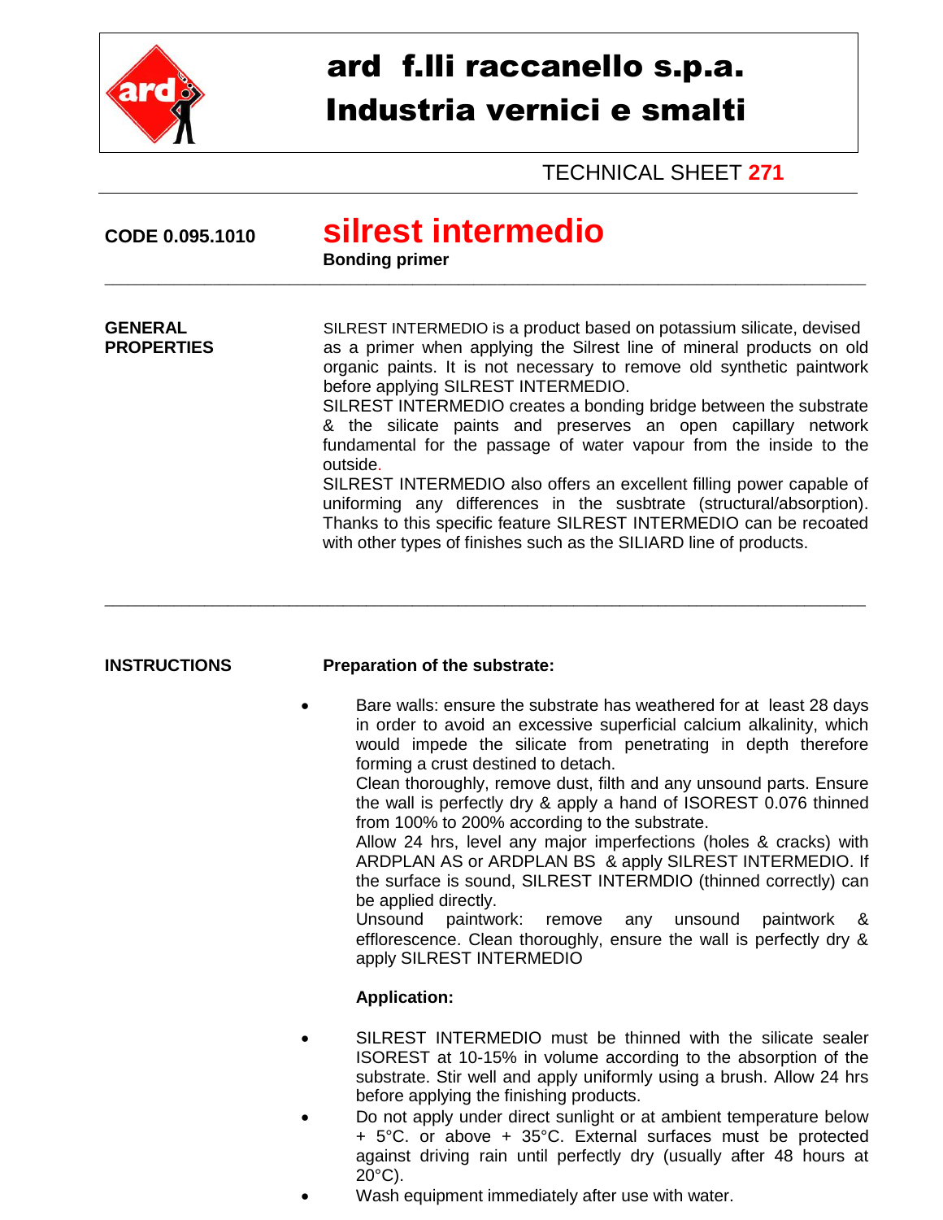# ard f.lli raccanello s.p.a.
# Industria vernici e smalti

TECHNICAL SHEET **271**

**CODE 0.095.1010**

## silrest intermedio

**Bonding primer**

---

**GENERAL PROPERTIES**

SILREST INTERMEDIO is a product based on potassium silicate, devised as a primer when applying the Silrest line of mineral products on old organic paints. It is not necessary to remove old synthetic paintwork before applying SILREST INTERMEDIO.
SILREST INTERMEDIO creates a bonding bridge between the substrate & the silicate paints and preserves an open capillary network fundamental for the passage of water vapour from the inside to the outside.
SILREST INTERMEDIO also offers an excellent filling power capable of uniforming any differences in the susbtrate (structural/absorption). Thanks to this specific feature SILREST INTERMEDIO can be recoated with other types of finishes such as the SILIARD line of products.

---

**INSTRUCTIONS**

**Preparation of the substrate:**

- Bare walls: ensure the substrate has weathered for at least 28 days in order to avoid an excessive superficial calcium alkalinity, which would impede the silicate from penetrating in depth therefore forming a crust destined to detach.
  Clean thoroughly, remove dust, filth and any unsound parts. Ensure the wall is perfectly dry & apply a hand of ISOREST 0.076 thinned from 100% to 200% according to the substrate.
  Allow 24 hrs, level any major imperfections (holes & cracks) with ARDPLAN AS or ARDPLAN BS & apply SILREST INTERMEDIO. If the surface is sound, SILREST INTERMDIO (thinned correctly) can be applied directly.
  Unsound paintwork: remove any unsound paintwork & efflorescence. Clean thoroughly, ensure the wall is perfectly dry & apply SILREST INTERMEDIO

**Application:**

- SILREST INTERMEDIO must be thinned with the silicate sealer ISOREST at 10-15% in volume according to the absorption of the substrate. Stir well and apply uniformly using a brush. Allow 24 hrs before applying the finishing products.
- Do not apply under direct sunlight or at ambient temperature below + 5°C. or above + 35°C. External surfaces must be protected against driving rain until perfectly dry (usually after 48 hours at 20°C).
- Wash equipment immediately after use with water.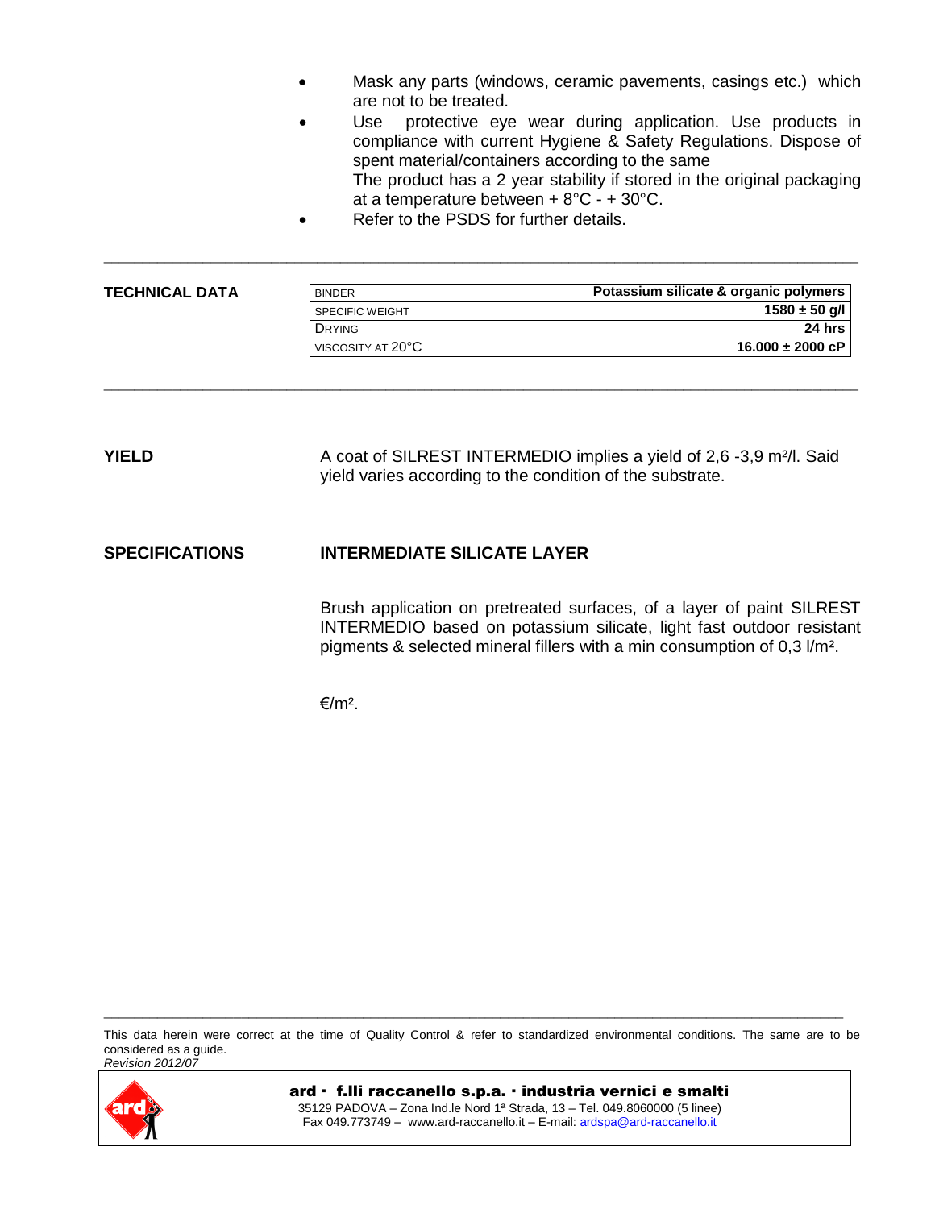- Mask any parts (windows, ceramic pavements, casings etc.) which are not to be treated.
- Use protective eye wear during application. Use products in compliance with current Hygiene & Safety Regulations. Dispose of spent material/containers according to the same
  The product has a 2 year stability if stored in the original packaging at a temperature between + 8°C - + 30°C.
- Refer to the PSDS for further details.

---

**TECHNICAL DATA**

| | |
|---|---|
| BINDER | **Potassium silicate & organic polymers** |
| SPECIFIC WEIGHT | **1580 ± 50 g/l** |
| DRYING | **24 hrs** |
| VISCOSITY AT 20°C | **16.000 ± 2000 cP** |

---

**YIELD**

A coat of SILREST INTERMEDIO implies a yield of 2,6 -3,9 m²/l. Said yield varies according to the condition of the substrate.

**SPECIFICATIONS**

**INTERMEDIATE SILICATE LAYER**

Brush application on pretreated surfaces, of a layer of paint SILREST INTERMEDIO based on potassium silicate, light fast outdoor resistant pigments & selected mineral fillers with a min consumption of 0,3 l/m².

€/m².

---

This data herein were correct at the time of Quality Control & refer to standardized environmental conditions. The same are to be considered as a guide.

*Revision 2012/07*

**ard · f.lli raccanello s.p.a. · industria vernici e smalti**
35129 PADOVA – Zona Ind.le Nord 1ª Strada, 13 – Tel. 049.8060000 (5 linee)
Fax 049.773749 – www.ard-raccanello.it – E-mail: ardspa@ard-raccanello.it